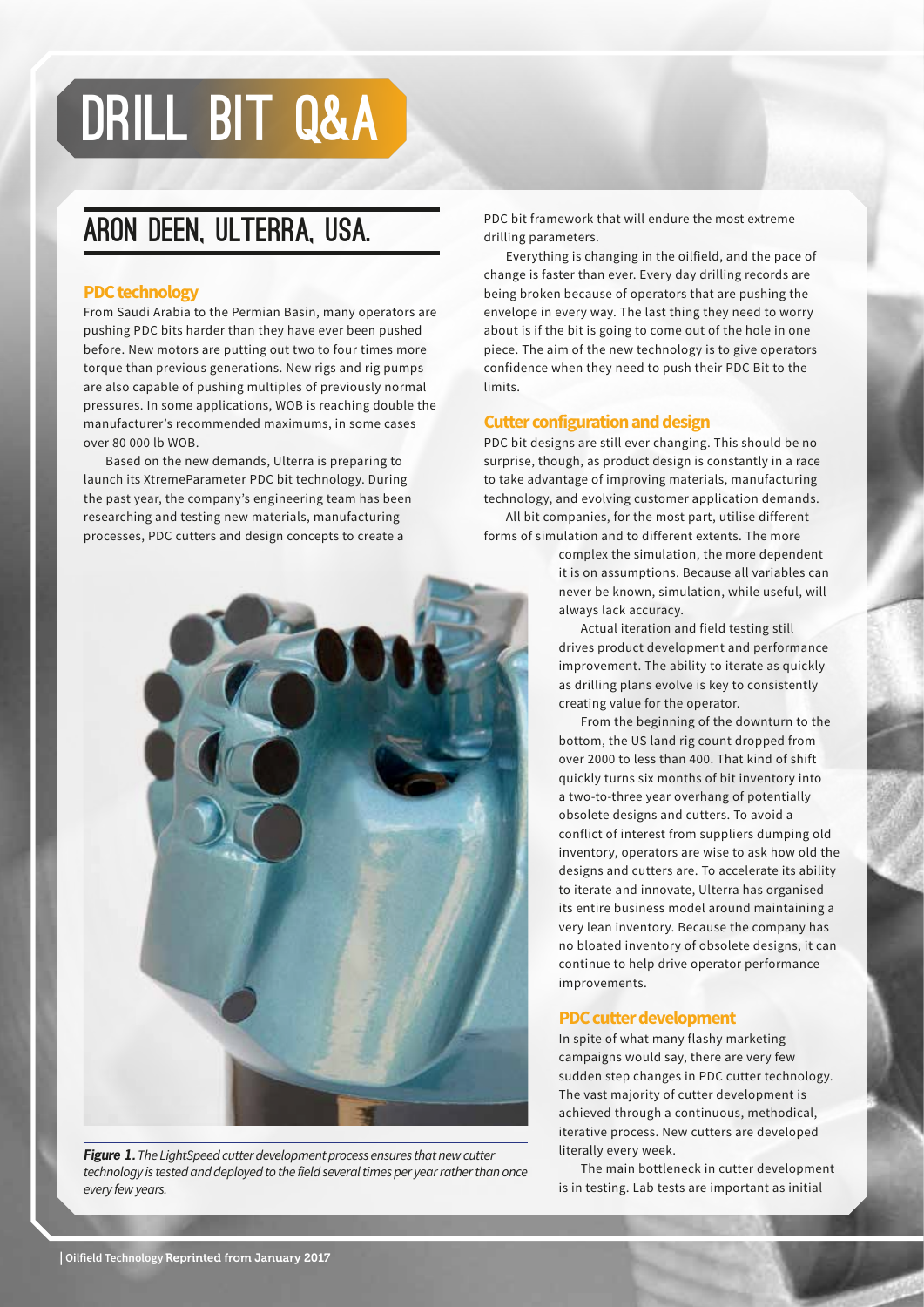# DRILL BIT Q&A

## ARON DEEN, ULTERRA, USA.

### PDC technology

From Saudi Arabia to the Permian Basin, many operators are pushing PDC bits harder than they have ever been pushed before. New motors are putting out two to four times more torque than previous generations. New rigs and rig pumps are also capable of pushing multiples of previously normal pressures. In some applications, WOB is reaching double the manufacturer's recommended maximums, in some cases over 80 000 lb WOB.

Based on the new demands, Ulterra is preparing to launch its XtremeParameter PDC bit technology. During the past year, the company's engineering team has been researching and testing new materials, manufacturing processes, PDC cutters and design concepts to create a PDC bit framework that will endure the most extreme drilling parameters.

Everything is changing in the oilfield, and the pace of change is faster than ever. Every day drilling records are being broken because of operators that are pushing the envelope in every way. The last thing they need to worry about is if the bit is going to come out of the hole in one piece. The aim of the new technology is to give operators confidence when they need to push their PDC Bit to the limits.

### Cutter configuration and design

PDC bit designs are still ever changing. This should be no surprise, though, as product design is constantly in a race to take advantage of improving materials, manufacturing technology, and evolving customer application demands.

All bit companies, for the most part, utilise different forms of simulation and to different extents. The more complex the simulation, the more dependent it is on assumptions. Because all variables can never be known, simulation, while useful, will always lack accuracy.

Actual iteration and field testing still drives product development and performance improvement. The ability to iterate as quickly as drilling plans evolve is key to consistently creating value for the operator.

From the beginning of the downturn to the bottom, the US land rig count dropped from over 2000 to less than 400. That kind of shift quickly turns six months of bit inventory into a two-to-three year overhang of potentially obsolete designs and cutters. To avoid a conflict of interest from suppliers dumping old inventory, operators are wise to ask how old the designs and cutters are. To accelerate its ability to iterate and innovate, Ulterra has organised its entire business model around maintaining a very lean inventory. Because the company has no bloated inventory of obsolete designs, it can continue to help drive operator performance improvements.

*Figure 1. The LightSpeed cutter development process ensures that new cutter technology is tested and deployed to the field several times per year rather than once every few years.*

### PDC cutter development

In spite of what many flashy marketing campaigns would say, there are very few sudden step changes in PDC cutter technology. The vast majority of cutter development is achieved through a continuous, methodical, iterative process. New cutters are developed literally every week.

The main bottleneck in cutter development is in testing. Lab tests are important as initial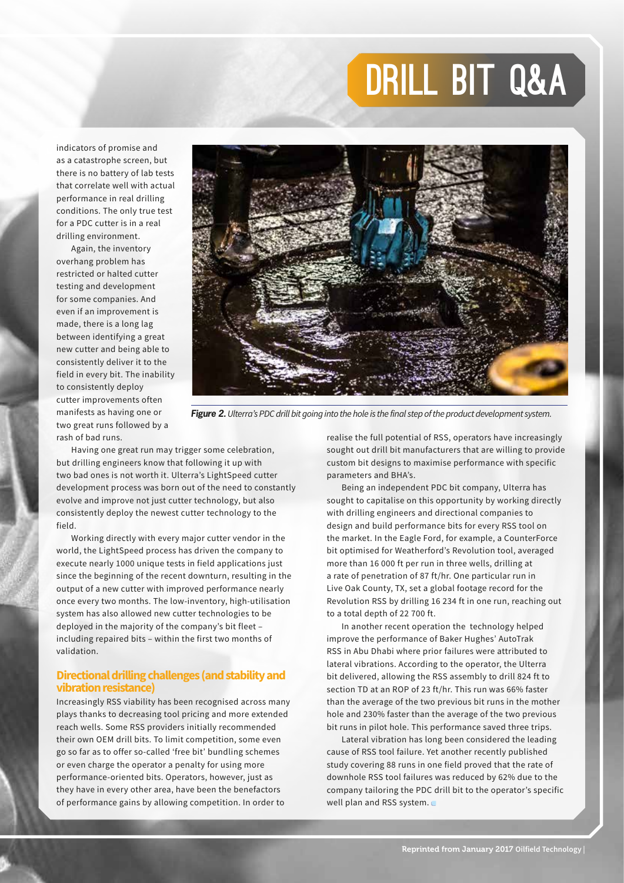indicators of promise and as a catastrophe screen, but there is no battery of lab tests that correlate well with actual performance in real drilling conditions. The only true test for a PDC cutter is in a real drilling environment.

Again, the inventory overhang problem has restricted or halted cutter testing and development for some companies. And even if an improvement is made, there is a long lag between identifying a great new cutter and being able to consistently deliver it to the field in every bit. The inability to consistently deploy cutter improvements often manifests as having one or two great runs followed by a rash of bad runs.

Having one great run may trigger some celebration, but drilling engineers know that following it up with two bad ones is not worth it. Ulterra's LightSpeed cutter development process was born out of the need to constantly evolve and improve not just cutter technology, but also consistently deploy the newest cutter technology to the field.

Working directly with every major cutter vendor in the world, the LightSpeed process has driven the company to execute nearly 1000 unique tests in field applications just since the beginning of the recent downturn, resulting in the output of a new cutter with improved performance nearly once every two months. The low-inventory, high-utilisation system has also allowed new cutter technologies to be deployed in the majority of the company's bit fleet – including repaired bits – within the first two months of validation.

**Figure 2.** *Ulterra's PDC drill bit going into the hole is the final step of the product development system.*

## Directional drilling challenges (and stability and vibration resistance)

Increasingly RSS viability has been recognised across many plays thanks to decreasing tool pricing and more extended reach wells. Some RSS providers initially recommended their own OEM drill bits. To limit competition, some even go so far as to offer so-called 'free bit' bundling schemes or even charge the operator a penalty for using more performance-oriented bits. Operators, however, just as they have in every other area, have been the benefactors of performance gains by allowing competition. In order to realise the full potential of RSS, operators have increasingly sought out drill bit manufacturers that are willing to provide custom bit designs to maximise performance with specific parameters and BHA's.

Being an independent PDC bit company, Ulterra has sought to capitalise on this opportunity by working directly with drilling engineers and directional companies to design and build performance bits for every RSS tool on the market. In the Eagle Ford, for example, a CounterForce bit optimised for Weatherford's Revolution tool, averaged more than 16 000 ft per run in three wells, drilling at a rate of penetration of 87 ft/hr. One particular run in Live Oak County, TX, set a global footage record for the Revolution RSS by drilling 16 234 ft in one run, reaching out to a total depth of 22 700 ft.

In another recent operation the technology helped improve the performance of Baker Hughes' AutoTrak RSS in Abu Dhabi where prior failures were attributed to lateral vibrations. According to the operator, the Ulterra bit delivered, allowing the RSS assembly to drill 824 ft to section TD at an ROP of 23 ft/hr. This run was 66% faster than the average of the two previous bit runs in the mother hole and 230% faster than the average of the two previous bit runs in pilot hole. This performance saved three trips.

Lateral vibration has long been considered the leading cause of RSS tool failure. Yet another recently published study covering 88 runs in one field proved that the rate of downhole RSS tool failures was reduced by 62% due to the company tailoring the PDC drill bit to the operator's specific well plan and RSS system.